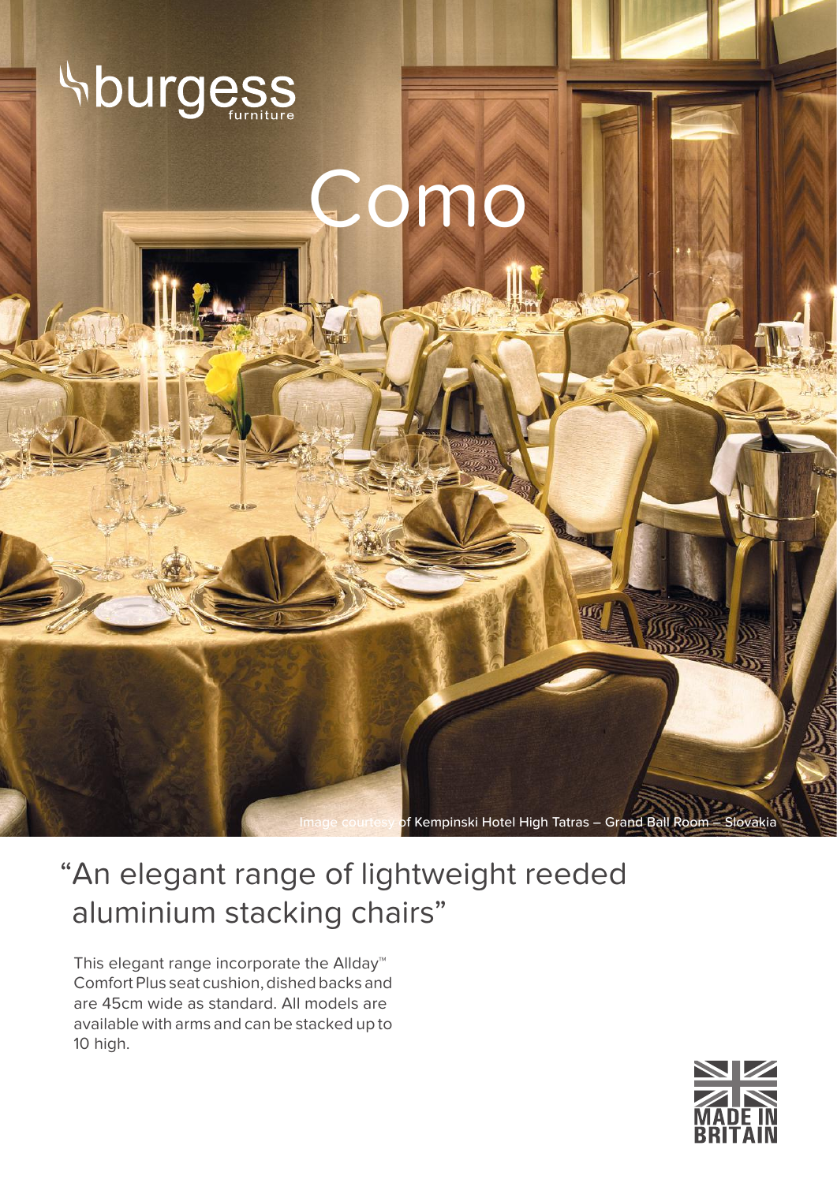burgess furniture

# Como

Image courtesy of Kempinski Hotel High Tatras – Grand Ball Room – Slovakia

## "An elegant range of lightweight reeded aluminium stacking chairs"

This elegant range incorporate the Allday™ Comfort Plus seat cushion, dished backs and are 45cm wide as standard. All models are available with arms and can be stacked up to 10 high.

MADE IN BRITAIN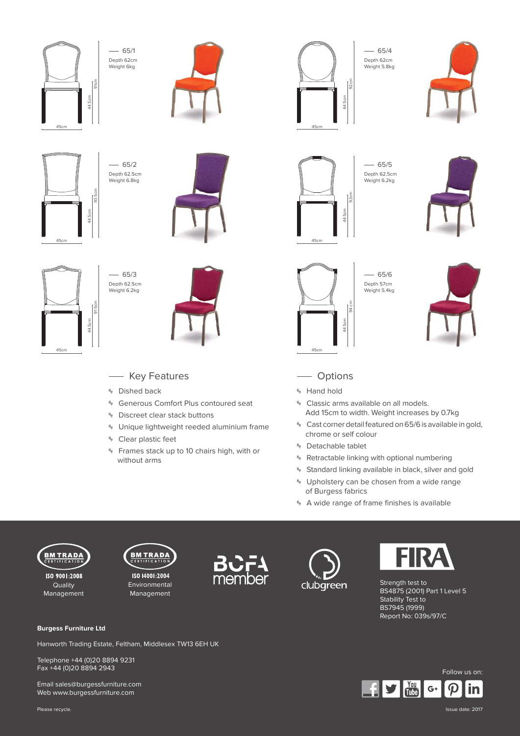— 65/1
Depth 62cm
Weight 6kg

45cm
44.5cm
91cm

— 65/4
Depth 62cm
Weight 5.8kg

45cm
44.5cm
92cm

— 65/2
Depth 62.5cm
Weight 6.8kg

45cm
44.5cm
93.5cm

— 65/5
Depth 62.5cm
Weight 6.2kg

45cm
44.5cm
92cm

— 65/3
Depth 62.5cm
Weight 6.2kg

45cm
44.5cm
91.5cm

— 65/6
Depth 57cm
Weight 5.4kg

45cm
44.5cm
94 cm

## Key Features

- Dished back
- Generous Comfort Plus contoured seat
- Discreet clear stack buttons
- Unique lightweight reeded aluminium frame
- Clear plastic feet
- Frames stack up to 10 chairs high, with or without arms

## Options

- Hand hold
- Classic arms available on all models. Add 15cm to width. Weight increases by 0.7kg
- Cast corner detail featured on 65/6 is available in gold, chrome or self colour
- Detachable tablet
- Retractable linking with optional numbering
- Standard linking available in black, silver and gold
- Upholstery can be chosen from a wide range of Burgess fabrics
- A wide range of frame finishes is available

BM TRADA CERTIFICATION
ISO 9001:2008
Quality Management

BM TRADA CERTIFICATION
ISO 14001:2004
Environmental Management

BCFA member

clubgreen

FIRA
Strength test to BS4875 (2001) Part 1 Level 5
Stability Test to BS7945 (1999)
Report No: 039s/97/C

**Burgess Furniture Ltd**

Hanworth Trading Estate, Feltham, Middlesex TW13 6EH UK

Telephone +44 (0)20 8894 9231
Fax +44 (0)20 8894 2943

Email sales@burgessfurniture.com
Web www.burgessfurniture.com

Follow us on:

Please recycle.

Issue date: 2017